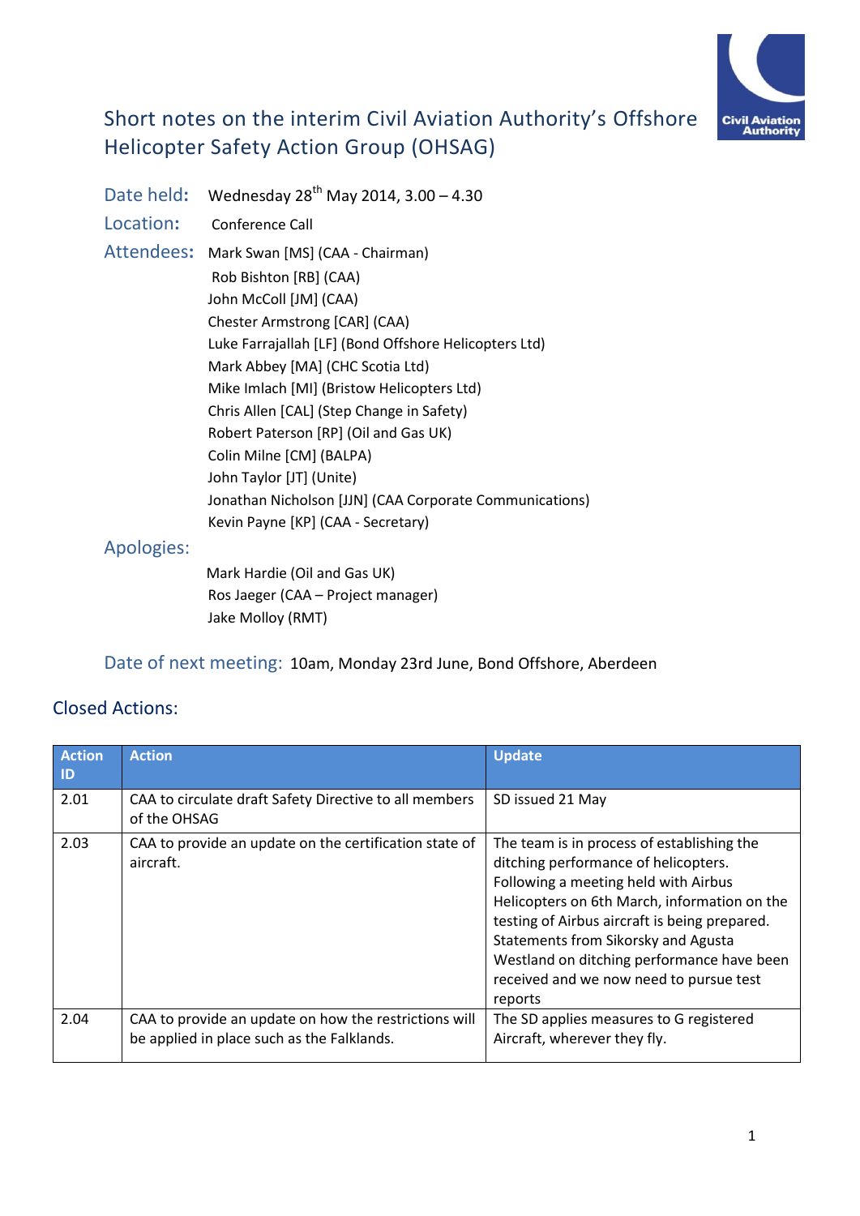# Short notes on the interim Civil Aviation Authority's Offshore Helicopter Safety Action Group (OHSAG)

**Date held:** Wednesday 28th May 2014, 3.00 – 4.30

**Location:** Conference Call

**Attendees:**

Mark Swan [MS] (CAA - Chairman)
Rob Bishton [RB] (CAA)
John McColl [JM] (CAA)
Chester Armstrong [CAR] (CAA)
Luke Farrajallah [LF] (Bond Offshore Helicopters Ltd)
Mark Abbey [MA] (CHC Scotia Ltd)
Mike Imlach [MI] (Bristow Helicopters Ltd)
Chris Allen [CAL] (Step Change in Safety)
Robert Paterson [RP] (Oil and Gas UK)
Colin Milne [CM] (BALPA)
John Taylor [JT] (Unite)
Jonathan Nicholson [JJN] (CAA Corporate Communications)
Kevin Payne [KP] (CAA - Secretary)

**Apologies:**

Mark Hardie (Oil and Gas UK)
Ros Jaeger (CAA – Project manager)
Jake Molloy (RMT)

**Date of next meeting:** 10am, Monday 23rd June, Bond Offshore, Aberdeen

## Closed Actions:

| Action ID | Action | Update |
|---|---|---|
| 2.01 | CAA to circulate draft Safety Directive to all members of the OHSAG | SD issued 21 May |
| 2.03 | CAA to provide an update on the certification state of aircraft. | The team is in process of establishing the ditching performance of helicopters. Following a meeting held with Airbus Helicopters on 6th March, information on the testing of Airbus aircraft is being prepared. Statements from Sikorsky and Agusta Westland on ditching performance have been received and we now need to pursue test reports |
| 2.04 | CAA to provide an update on how the restrictions will be applied in place such as the Falklands. | The SD applies measures to G registered Aircraft, wherever they fly. |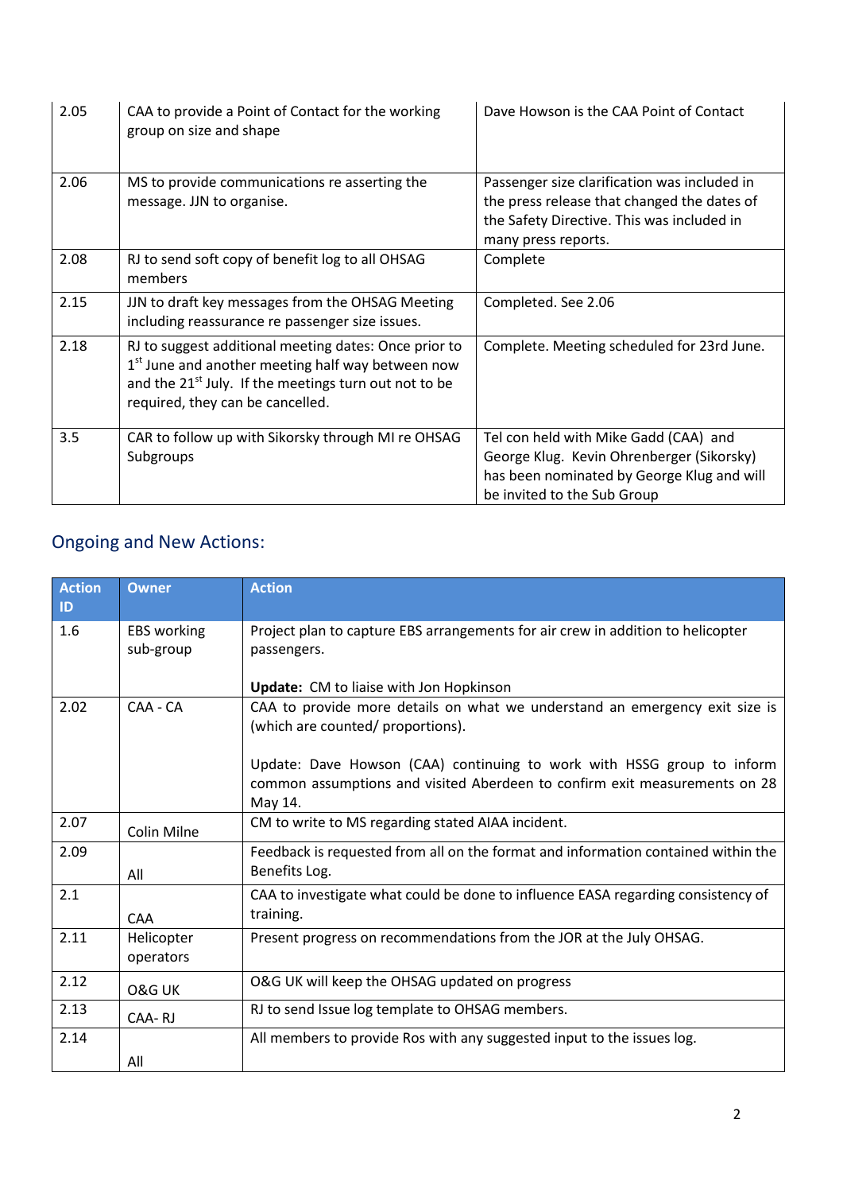| | | |
|---|---|---|
| 2.05 | CAA to provide a Point of Contact for the working group on size and shape | Dave Howson is the CAA Point of Contact |
| 2.06 | MS to provide communications re asserting the message. JJN to organise. | Passenger size clarification was included in the press release that changed the dates of the Safety Directive. This was included in many press reports. |
| 2.08 | RJ to send soft copy of benefit log to all OHSAG members | Complete |
| 2.15 | JJN to draft key messages from the OHSAG Meeting including reassurance re passenger size issues. | Completed. See 2.06 |
| 2.18 | RJ to suggest additional meeting dates: Once prior to 1st June and another meeting half way between now and the 21st July. If the meetings turn out not to be required, they can be cancelled. | Complete. Meeting scheduled for 23rd June. |
| 3.5 | CAR to follow up with Sikorsky through MI re OHSAG Subgroups | Tel con held with Mike Gadd (CAA) and George Klug. Kevin Ohrenberger (Sikorsky) has been nominated by George Klug and will be invited to the Sub Group |

## Ongoing and New Actions:

| Action ID | Owner | Action |
|---|---|---|
| 1.6 | EBS working sub-group | Project plan to capture EBS arrangements for air crew in addition to helicopter passengers.<br><br>**Update:** CM to liaise with Jon Hopkinson |
| 2.02 | CAA - CA | CAA to provide more details on what we understand an emergency exit size is (which are counted/ proportions).<br><br>Update: Dave Howson (CAA) continuing to work with HSSG group to inform common assumptions and visited Aberdeen to confirm exit measurements on 28 May 14. |
| 2.07 | Colin Milne | CM to write to MS regarding stated AIAA incident. |
| 2.09 | All | Feedback is requested from all on the format and information contained within the Benefits Log. |
| 2.1 | CAA | CAA to investigate what could be done to influence EASA regarding consistency of training. |
| 2.11 | Helicopter operators | Present progress on recommendations from the JOR at the July OHSAG. |
| 2.12 | O&G UK | O&G UK will keep the OHSAG updated on progress |
| 2.13 | CAA- RJ | RJ to send Issue log template to OHSAG members. |
| 2.14 | All | All members to provide Ros with any suggested input to the issues log. |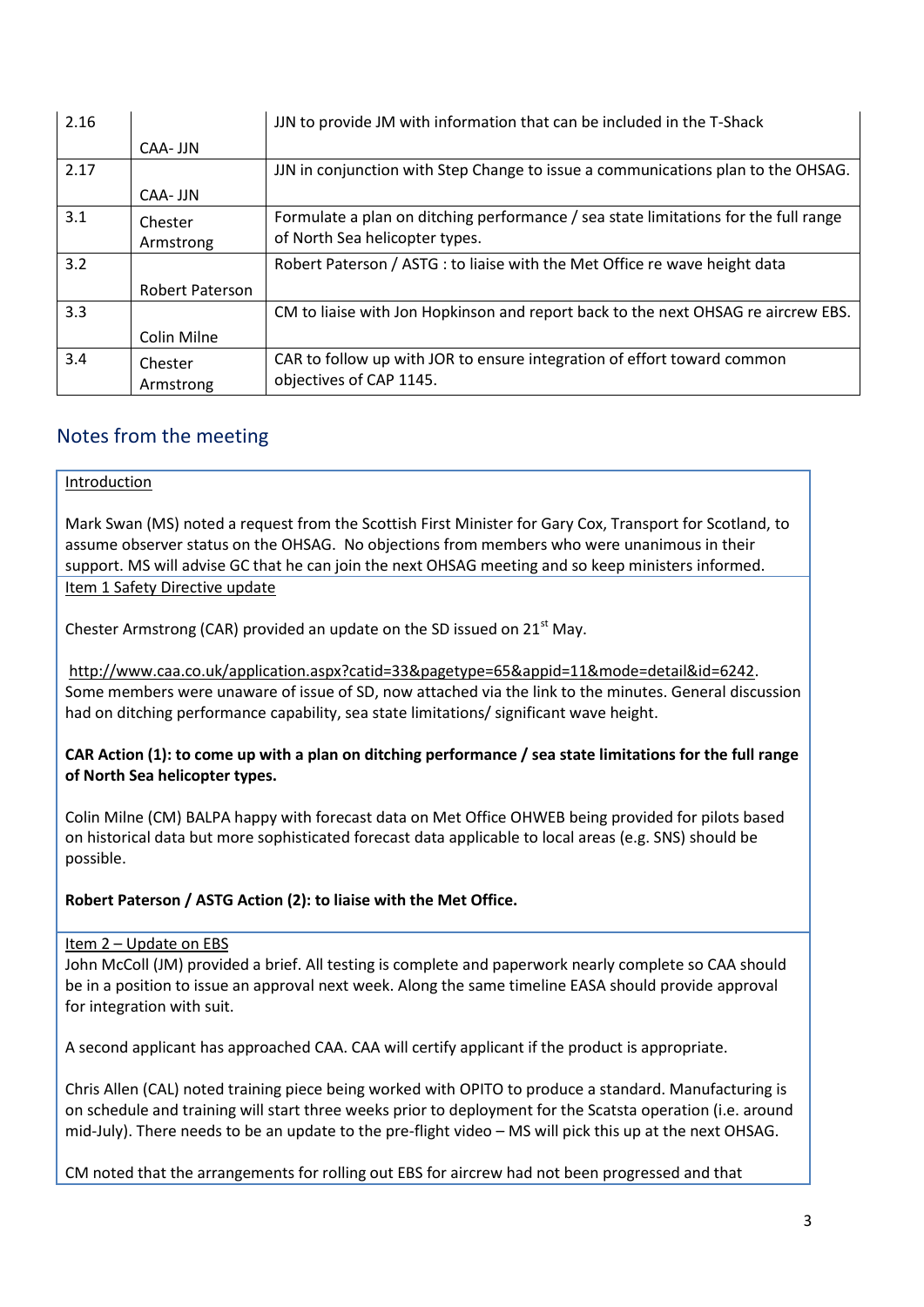| | | |
|---|---|---|
| 2.16 | CAA- JJN | JJN to provide JM with information that can be included in the T-Shack |
| 2.17 | CAA- JJN | JJN in conjunction with Step Change to issue a communications plan to the OHSAG. |
| 3.1 | Chester Armstrong | Formulate a plan on ditching performance / sea state limitations for the full range of North Sea helicopter types. |
| 3.2 | Robert Paterson | Robert Paterson / ASTG : to liaise with the Met Office re wave height data |
| 3.3 | Colin Milne | CM to liaise with Jon Hopkinson and report back to the next OHSAG re aircrew EBS. |
| 3.4 | Chester Armstrong | CAR to follow up with JOR to ensure integration of effort toward common objectives of CAP 1145. |

## Notes from the meeting

Introduction

Mark Swan (MS) noted a request from the Scottish First Minister for Gary Cox, Transport for Scotland, to assume observer status on the OHSAG. No objections from members who were unanimous in their support. MS will advise GC that he can join the next OHSAG meeting and so keep ministers informed.

Item 1 Safety Directive update

Chester Armstrong (CAR) provided an update on the SD issued on 21st May.

http://www.caa.co.uk/application.aspx?catid=33&pagetype=65&appid=11&mode=detail&id=6242. Some members were unaware of issue of SD, now attached via the link to the minutes. General discussion had on ditching performance capability, sea state limitations/ significant wave height.

**CAR Action (1): to come up with a plan on ditching performance / sea state limitations for the full range of North Sea helicopter types.**

Colin Milne (CM) BALPA happy with forecast data on Met Office OHWEB being provided for pilots based on historical data but more sophisticated forecast data applicable to local areas (e.g. SNS) should be possible.

**Robert Paterson / ASTG Action (2): to liaise with the Met Office.**

Item 2 – Update on EBS

John McColl (JM) provided a brief. All testing is complete and paperwork nearly complete so CAA should be in a position to issue an approval next week. Along the same timeline EASA should provide approval for integration with suit.

A second applicant has approached CAA. CAA will certify applicant if the product is appropriate.

Chris Allen (CAL) noted training piece being worked with OPITO to produce a standard. Manufacturing is on schedule and training will start three weeks prior to deployment for the Scatsta operation (i.e. around mid-July). There needs to be an update to the pre-flight video – MS will pick this up at the next OHSAG.

CM noted that the arrangements for rolling out EBS for aircrew had not been progressed and that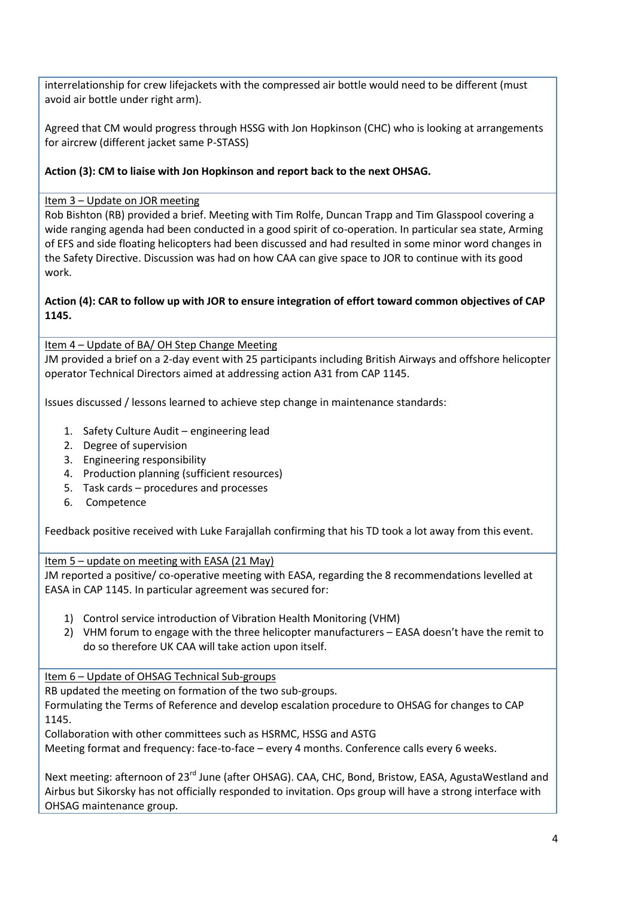interrelationship for crew lifejackets with the compressed air bottle would need to be different (must avoid air bottle under right arm).

Agreed that CM would progress through HSSG with Jon Hopkinson (CHC) who is looking at arrangements for aircrew (different jacket same P-STASS)

**Action (3): CM to liaise with Jon Hopkinson and report back to the next OHSAG.**

Item 3 – Update on JOR meeting

Rob Bishton (RB) provided a brief. Meeting with Tim Rolfe, Duncan Trapp and Tim Glasspool covering a wide ranging agenda had been conducted in a good spirit of co-operation. In particular sea state, Arming of EFS and side floating helicopters had been discussed and had resulted in some minor word changes in the Safety Directive. Discussion was had on how CAA can give space to JOR to continue with its good work.

**Action (4): CAR to follow up with JOR to ensure integration of effort toward common objectives of CAP 1145.**

Item 4 – Update of BA/ OH Step Change Meeting

JM provided a brief on a 2-day event with 25 participants including British Airways and offshore helicopter operator Technical Directors aimed at addressing action A31 from CAP 1145.

Issues discussed / lessons learned to achieve step change in maintenance standards:

1. Safety Culture Audit – engineering lead
2. Degree of supervision
3. Engineering responsibility
4. Production planning (sufficient resources)
5. Task cards – procedures and processes
6. Competence

Feedback positive received with Luke Farajallah confirming that his TD took a lot away from this event.

Item 5 – update on meeting with EASA (21 May)

JM reported a positive/ co-operative meeting with EASA, regarding the 8 recommendations levelled at EASA in CAP 1145. In particular agreement was secured for:

1) Control service introduction of Vibration Health Monitoring (VHM)
2) VHM forum to engage with the three helicopter manufacturers – EASA doesn't have the remit to do so therefore UK CAA will take action upon itself.

Item 6 – Update of OHSAG Technical Sub-groups

RB updated the meeting on formation of the two sub-groups.
Formulating the Terms of Reference and develop escalation procedure to OHSAG for changes to CAP 1145.
Collaboration with other committees such as HSRMC, HSSG and ASTG
Meeting format and frequency: face-to-face – every 4 months. Conference calls every 6 weeks.

Next meeting: afternoon of 23rd June (after OHSAG). CAA, CHC, Bond, Bristow, EASA, AgustaWestland and Airbus but Sikorsky has not officially responded to invitation. Ops group will have a strong interface with OHSAG maintenance group.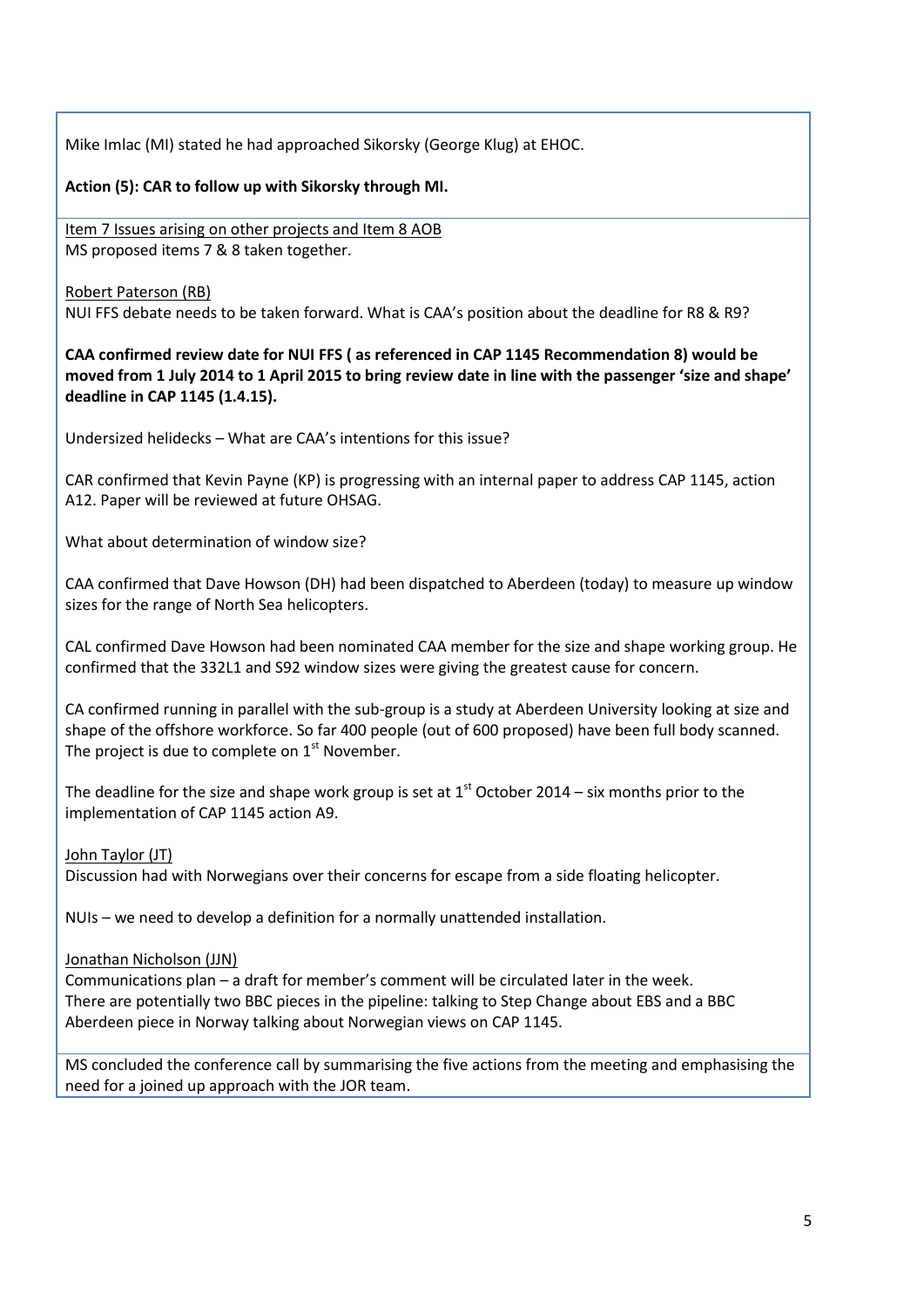Mike Imlac (MI) stated he had approached Sikorsky (George Klug) at EHOC.

**Action (5): CAR to follow up with Sikorsky through MI.**

Item 7 Issues arising on other projects and Item 8 AOB

MS proposed items 7 & 8 taken together.

Robert Paterson (RB)

NUI FFS debate needs to be taken forward. What is CAA's position about the deadline for R8 & R9?

**CAA confirmed review date for NUI FFS ( as referenced in CAP 1145 Recommendation 8) would be moved from 1 July 2014 to 1 April 2015 to bring review date in line with the passenger 'size and shape' deadline in CAP 1145 (1.4.15).**

Undersized helidecks – What are CAA's intentions for this issue?

CAR confirmed that Kevin Payne (KP) is progressing with an internal paper to address CAP 1145, action A12. Paper will be reviewed at future OHSAG.

What about determination of window size?

CAA confirmed that Dave Howson (DH) had been dispatched to Aberdeen (today) to measure up window sizes for the range of North Sea helicopters.

CAL confirmed Dave Howson had been nominated CAA member for the size and shape working group. He confirmed that the 332L1 and S92 window sizes were giving the greatest cause for concern.

CA confirmed running in parallel with the sub-group is a study at Aberdeen University looking at size and shape of the offshore workforce. So far 400 people (out of 600 proposed) have been full body scanned. The project is due to complete on 1st November.

The deadline for the size and shape work group is set at 1st October 2014 – six months prior to the implementation of CAP 1145 action A9.

John Taylor (JT)

Discussion had with Norwegians over their concerns for escape from a side floating helicopter.

NUIs – we need to develop a definition for a normally unattended installation.

Jonathan Nicholson (JJN)

Communications plan – a draft for member's comment will be circulated later in the week.
There are potentially two BBC pieces in the pipeline: talking to Step Change about EBS and a BBC Aberdeen piece in Norway talking about Norwegian views on CAP 1145.

MS concluded the conference call by summarising the five actions from the meeting and emphasising the need for a joined up approach with the JOR team.